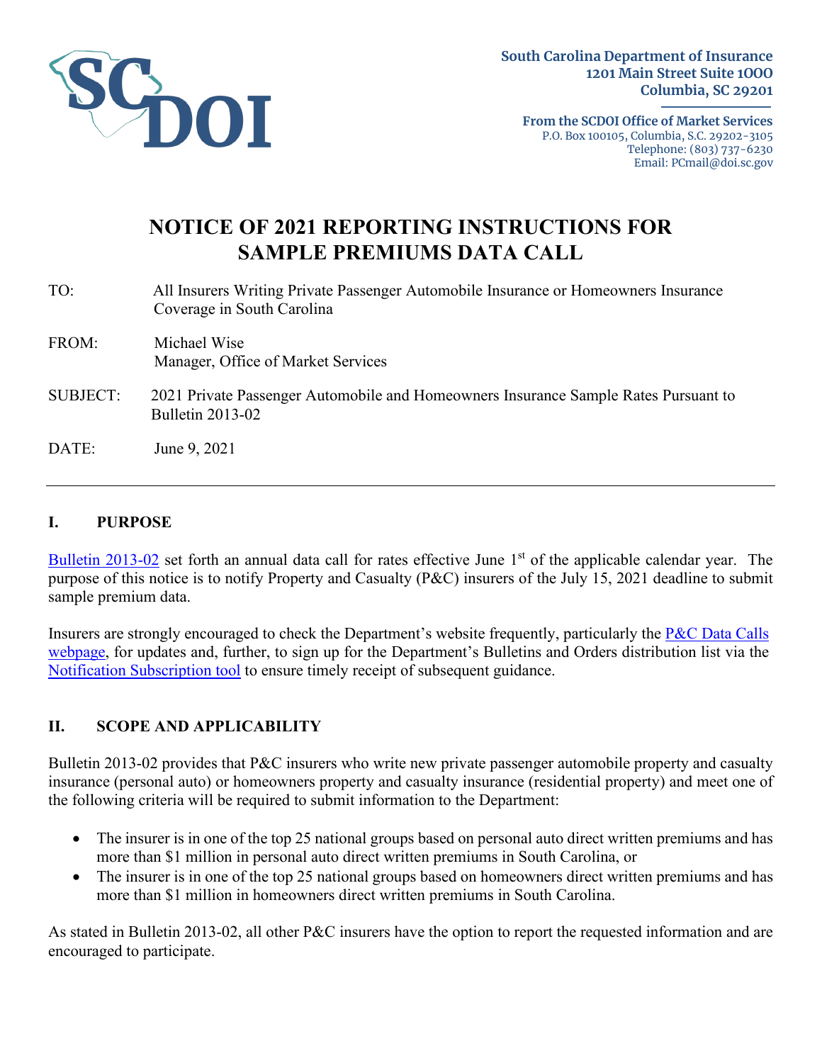South Carolina Department of Insurance
1201 Main Street Suite 1000
Columbia, SC 29201

**From the SCDOI Office of Market Services**
P.O. Box 100105, Columbia, S.C. 29202-3105
Telephone: (803) 737-6230
Email: PCmail@doi.sc.gov

# NOTICE OF 2021 REPORTING INSTRUCTIONS FOR SAMPLE PREMIUMS DATA CALL

TO: All Insurers Writing Private Passenger Automobile Insurance or Homeowners Insurance Coverage in South Carolina

FROM: Michael Wise
Manager, Office of Market Services

SUBJECT: 2021 Private Passenger Automobile and Homeowners Insurance Sample Rates Pursuant to Bulletin 2013-02

DATE: June 9, 2021

---

## I. PURPOSE

Bulletin 2013-02 set forth an annual data call for rates effective June 1st of the applicable calendar year. The purpose of this notice is to notify Property and Casualty (P&C) insurers of the July 15, 2021 deadline to submit sample premium data.

Insurers are strongly encouraged to check the Department's website frequently, particularly the P&C Data Calls webpage, for updates and, further, to sign up for the Department's Bulletins and Orders distribution list via the Notification Subscription tool to ensure timely receipt of subsequent guidance.

## II. SCOPE AND APPLICABILITY

Bulletin 2013-02 provides that P&C insurers who write new private passenger automobile property and casualty insurance (personal auto) or homeowners property and casualty insurance (residential property) and meet one of the following criteria will be required to submit information to the Department:

- The insurer is in one of the top 25 national groups based on personal auto direct written premiums and has more than $1 million in personal auto direct written premiums in South Carolina, or
- The insurer is in one of the top 25 national groups based on homeowners direct written premiums and has more than $1 million in homeowners direct written premiums in South Carolina.

As stated in Bulletin 2013-02, all other P&C insurers have the option to report the requested information and are encouraged to participate.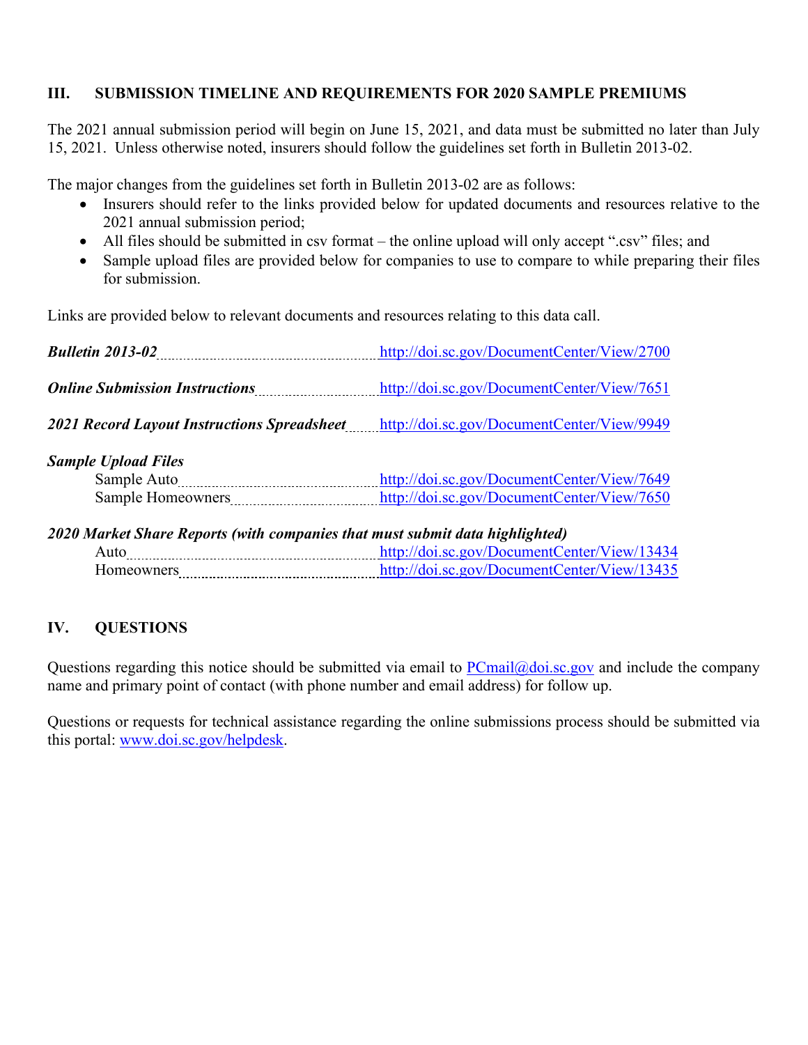## III. SUBMISSION TIMELINE AND REQUIREMENTS FOR 2020 SAMPLE PREMIUMS

The 2021 annual submission period will begin on June 15, 2021, and data must be submitted no later than July 15, 2021. Unless otherwise noted, insurers should follow the guidelines set forth in Bulletin 2013-02.

The major changes from the guidelines set forth in Bulletin 2013-02 are as follows:

- Insurers should refer to the links provided below for updated documents and resources relative to the 2021 annual submission period;
- All files should be submitted in csv format – the online upload will only accept ".csv" files; and
- Sample upload files are provided below for companies to use to compare to while preparing their files for submission.

Links are provided below to relevant documents and resources relating to this data call.

***Bulletin 2013-02*** .................... http://doi.sc.gov/DocumentCenter/View/2700

***Online Submission Instructions*** .................... http://doi.sc.gov/DocumentCenter/View/7651

***2021 Record Layout Instructions Spreadsheet*** .................... http://doi.sc.gov/DocumentCenter/View/9949

***Sample Upload Files***

Sample Auto .................... http://doi.sc.gov/DocumentCenter/View/7649

Sample Homeowners .................... http://doi.sc.gov/DocumentCenter/View/7650

***2020 Market Share Reports (with companies that must submit data highlighted)***

Auto .................... http://doi.sc.gov/DocumentCenter/View/13434

Homeowners .................... http://doi.sc.gov/DocumentCenter/View/13435

## IV. QUESTIONS

Questions regarding this notice should be submitted via email to PCmail@doi.sc.gov and include the company name and primary point of contact (with phone number and email address) for follow up.

Questions or requests for technical assistance regarding the online submissions process should be submitted via this portal: www.doi.sc.gov/helpdesk.